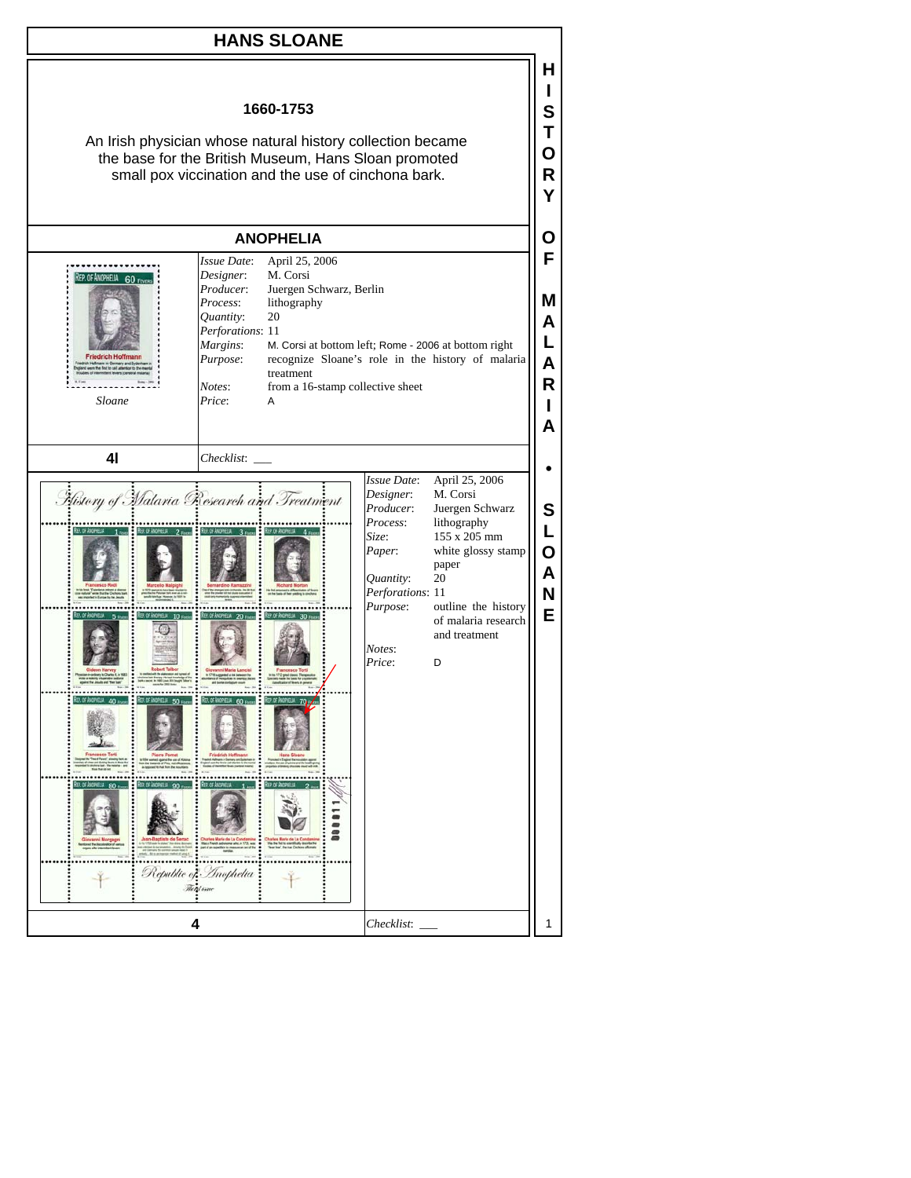# HANS SLOANE

**1660-1753**

An Irish physician whose natural history collection became the base for the British Museum, Hans Sloan promoted small pox viccination and the use of cinchona bark.

## ANOPHELIA

*Sloane*

*Issue Date*: April 25, 2006
*Designer*: M. Corsi
*Producer*: Juergen Schwarz, Berlin
*Process*: lithography
*Quantity*: 20
*Perforations*: 11
*Margins*: M. Corsi at bottom left; Rome - 2006 at bottom right
*Purpose*: recognize Sloane's role in the history of malaria treatment
*Notes*: from a 16-stamp collective sheet
*Price*: A

**4l** — *Checklist*: ___

*Issue Date*: April 25, 2006
*Designer*: M. Corsi
*Producer*: Juergen Schwarz
*Process*: lithography
*Size*: 155 x 205 mm
*Paper*: white glossy stamp paper
*Quantity*: 20
*Perforations*: 11
*Purpose*: outline the history of malaria research and treatment
*Notes*:
*Price*: D

**4** — *Checklist*: ___

HISTORY OF MALARIA • SLOANE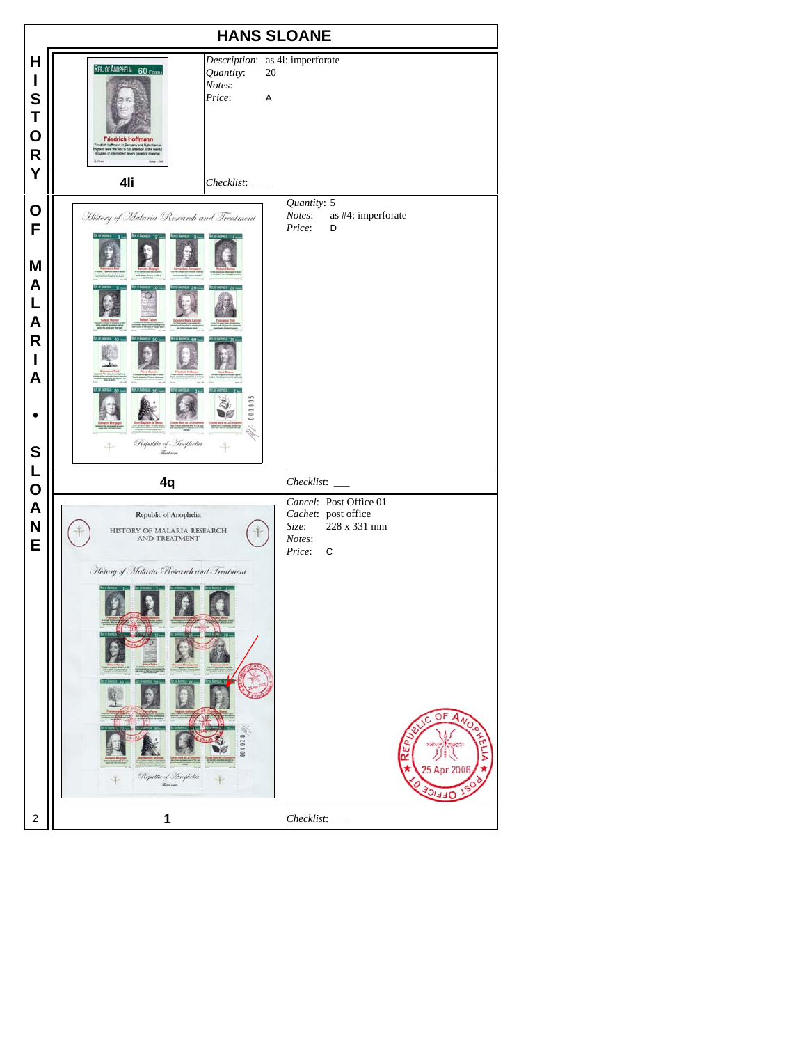# HANS SLOANE

HISTORY OF MALARIA • SLOANE

| | |
|---|---|
| **4li** | *Description*: as 4l: imperforate<br>*Quantity*: 20<br>*Notes*:<br>*Price*: A<br><br>*Checklist*: ___ |
| **4q** | *Quantity*: 5<br>*Notes*: as #4: imperforate<br>*Price*: D<br><br>*Checklist*: ___ |
| **1** | *Cancel*: Post Office 01<br>*Cachet*: post office<br>*Size*: 228 x 331 mm<br>*Notes*:<br>*Price*: C<br><br>*Checklist*: ___ |